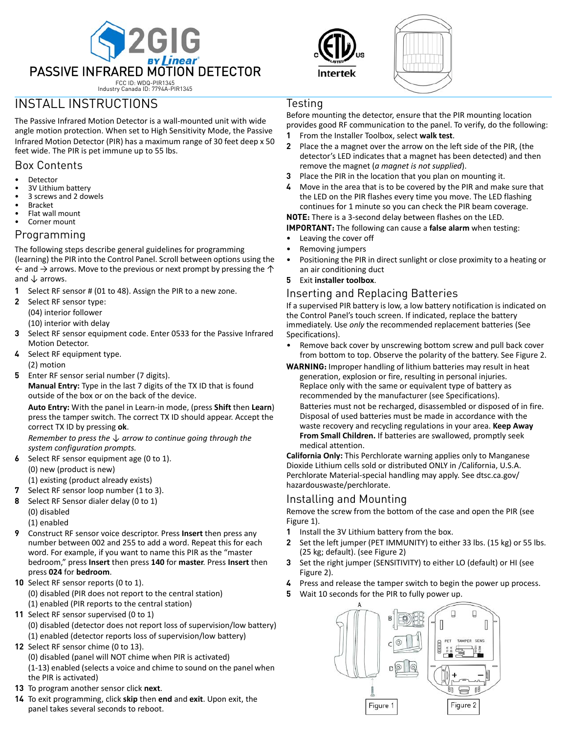# PASSIVE INFRARED MOTION DETECTOR

FCC ID: WDQ-PIR1345
Industry Canada ID: 7794A-PIR1345

## INSTALL INSTRUCTIONS

The Passive Infrared Motion Detector is a wall-mounted unit with wide angle motion protection. When set to High Sensitivity Mode, the Passive Infrared Motion Detector (PIR) has a maximum range of 30 feet deep x 50 feet wide. The PIR is pet immune up to 55 lbs.

### Box Contents

- Detector
- 3V Lithium battery
- 3 screws and 2 dowels
- Bracket
- Flat wall mount
- Corner mount

### Programming

The following steps describe general guidelines for programming (learning) the PIR into the Control Panel. Scroll between options using the ← and → arrows. Move to the previous or next prompt by pressing the ↑ and ↓ arrows.

1. Select RF sensor # (01 to 48). Assign the PIR to a new zone.
2. Select RF sensor type:
   (04) interior follower
   (10) interior with delay
3. Select RF sensor equipment code. Enter 0533 for the Passive Infrared Motion Detector.
4. Select RF equipment type.
   (2) motion
5. Enter RF sensor serial number (7 digits).
   **Manual Entry:** Type in the last 7 digits of the TX ID that is found outside of the box or on the back of the device.

   **Auto Entry:** With the panel in Learn-in mode, (press **Shift** then **Learn**) press the tamper switch. The correct TX ID should appear. Accept the correct TX ID by pressing **ok**.

   *Remember to press the ↓ arrow to continue going through the system configuration prompts.*
6. Select RF sensor equipment age (0 to 1).
   (0) new (product is new)
   (1) existing (product already exists)
7. Select RF sensor loop number (1 to 3).
8. Select RF Sensor dialer delay (0 to 1)
   (0) disabled
   (1) enabled
9. Construct RF sensor voice descriptor. Press **Insert** then press any number between 002 and 255 to add a word. Repeat this for each word. For example, if you want to name this PIR as the "master bedroom," press **Insert** then press **140** for **master**. Press **Insert** then press **024** for **bedroom**.
10. Select RF sensor reports (0 to 1).
    (0) disabled (PIR does not report to the central station)
    (1) enabled (PIR reports to the central station)
11. Select RF sensor supervised (0 to 1)
    (0) disabled (detector does not report loss of supervision/low battery)
    (1) enabled (detector reports loss of supervision/low battery)
12. Select RF sensor chime (0 to 13).
    (0) disabled (panel will NOT chime when PIR is activated)
    (1-13) enabled (selects a voice and chime to sound on the panel when the PIR is activated)
13. To program another sensor click **next**.
14. To exit programming, click **skip** then **end** and **exit**. Upon exit, the panel takes several seconds to reboot.

### Testing

Before mounting the detector, ensure that the PIR mounting location provides good RF communication to the panel. To verify, do the following:

1. From the Installer Toolbox, select **walk test**.
2. Place the a magnet over the arrow on the left side of the PIR, (the detector's LED indicates that a magnet has been detected) and then remove the magnet (*a magnet is not supplied*).
3. Place the PIR in the location that you plan on mounting it.
4. Move in the area that is to be covered by the PIR and make sure that the LED on the PIR flashes every time you move. The LED flashing continues for 1 minute so you can check the PIR beam coverage.

**NOTE:** There is a 3-second delay between flashes on the LED.

**IMPORTANT:** The following can cause a **false alarm** when testing:

- Leaving the cover off
- Removing jumpers
- Positioning the PIR in direct sunlight or close proximity to a heating or an air conditioning duct

5. Exit **installer toolbox**.

### Inserting and Replacing Batteries

If a supervised PIR battery is low, a low battery notification is indicated on the Control Panel's touch screen. If indicated, replace the battery immediately. Use *only* the recommended replacement batteries (See Specifications).

- Remove back cover by unscrewing bottom screw and pull back cover from bottom to top. Observe the polarity of the battery. See Figure 2.

**WARNING:** Improper handling of lithium batteries may result in heat generation, explosion or fire, resulting in personal injuries. Replace only with the same or equivalent type of battery as recommended by the manufacturer (see Specifications). Batteries must not be recharged, disassembled or disposed of in fire. Disposal of used batteries must be made in accordance with the waste recovery and recycling regulations in your area. **Keep Away From Small Children.** If batteries are swallowed, promptly seek medical attention.

**California Only:** This Perchlorate warning applies only to Manganese Dioxide Lithium cells sold or distributed ONLY in /California, U.S.A. Perchlorate Material-special handling may apply. See dtsc.ca.gov/hazardouswaste/perchlorate.

### Installing and Mounting

Remove the screw from the bottom of the case and open the PIR (see Figure 1).

1. Install the 3V Lithium battery from the box.
2. Set the left jumper (PET IMMUNITY) to either 33 lbs. (15 kg) or 55 lbs. (25 kg; default). (see Figure 2)
3. Set the right jumper (SENSITIVITY) to either LO (default) or HI (see Figure 2).
4. Press and release the tamper switch to begin the power up process.
5. Wait 10 seconds for the PIR to fully power up.

Figure 1

Figure 2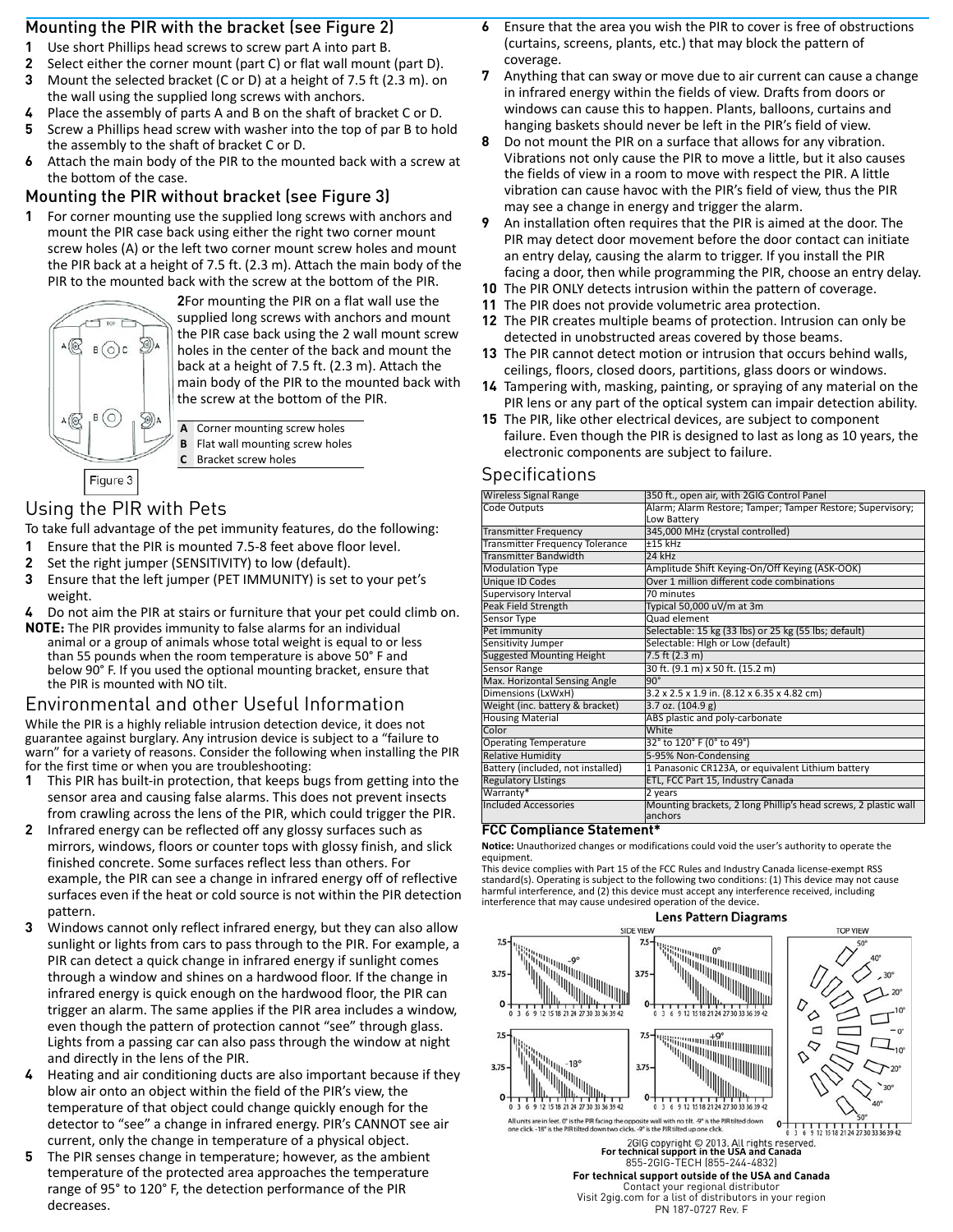## Mounting the PIR with the bracket (see Figure 2)

1. Use short Phillips head screws to screw part A into part B.
2. Select either the corner mount (part C) or flat wall mount (part D).
3. Mount the selected bracket (C or D) at a height of 7.5 ft (2.3 m). on the wall using the supplied long screws with anchors.
4. Place the assembly of parts A and B on the shaft of bracket C or D.
5. Screw a Phillips head screw with washer into the top of par B to hold the assembly to the shaft of bracket C or D.
6. Attach the main body of the PIR to the mounted back with a screw at the bottom of the case.

## Mounting the PIR without bracket (see Figure 3)

1. For corner mounting use the supplied long screws with anchors and mount the PIR case back using either the right two corner mount screw holes (A) or the left two corner mount screw holes and mount the PIR back at a height of 7.5 ft. (2.3 m). Attach the main body of the PIR to the mounted back with the screw at the bottom of the PIR.
2. For mounting the PIR on a flat wall use the supplied long screws with anchors and mount the PIR case back using the 2 wall mount screw holes in the center of the back and mount the back at a height of 7.5 ft. (2.3 m). Attach the main body of the PIR to the mounted back with the screw at the bottom of the PIR.

TOP

A B C

| | |
|---|---|
| A | Corner mounting screw holes |
| B | Flat wall mounting screw holes |
| C | Bracket screw holes |

Figure 3

## Using the PIR with Pets

To take full advantage of the pet immunity features, do the following:

1. Ensure that the PIR is mounted 7.5-8 feet above floor level.
2. Set the right jumper (SENSITIVITY) to low (default).
3. Ensure that the left jumper (PET IMMUNITY) is set to your pet's weight.
4. Do not aim the PIR at stairs or furniture that your pet could climb on.

**NOTE:** The PIR provides immunity to false alarms for an individual animal or a group of animals whose total weight is equal to or less than 55 pounds when the room temperature is above 50° F and below 90° F. If you used the optional mounting bracket, ensure that the PIR is mounted with NO tilt.

## Environmental and other Useful Information

While the PIR is a highly reliable intrusion detection device, it does not guarantee against burglary. Any intrusion device is subject to a "failure to warn" for a variety of reasons. Consider the following when installing the PIR for the first time or when you are troubleshooting:

1. This PIR has built-in protection, that keeps bugs from getting into the sensor area and causing false alarms. This does not prevent insects from crawling across the lens of the PIR, which could trigger the PIR.
2. Infrared energy can be reflected off any glossy surfaces such as mirrors, windows, floors or counter tops with glossy finish, and slick finished concrete. Some surfaces reflect less than others. For example, the PIR can see a change in infrared energy off of reflective surfaces even if the heat or cold source is not within the PIR detection pattern.
3. Windows cannot only reflect infrared energy, but they can also allow sunlight or lights from cars to pass through to the PIR. For example, a PIR can detect a quick change in infrared energy if sunlight comes through a window and shines on a hardwood floor. If the change in infrared energy is quick enough on the hardwood floor, the PIR can trigger an alarm. The same applies if the PIR area includes a window, even though the pattern of protection cannot "see" through glass. Lights from a passing car can also pass through the window at night and directly in the lens of the PIR.
4. Heating and air conditioning ducts are also important because if they blow air onto an object within the field of the PIR's view, the temperature of that object could change quickly enough for the detector to "see" a change in infrared energy. PIR's CANNOT see air current, only the change in temperature of a physical object.
5. The PIR senses change in temperature; however, as the ambient temperature of the protected area approaches the temperature range of 95° to 120° F, the detection performance of the PIR decreases.
6. Ensure that the area you wish the PIR to cover is free of obstructions (curtains, screens, plants, etc.) that may block the pattern of coverage.
7. Anything that can sway or move due to air current can cause a change in infrared energy within the fields of view. Drafts from doors or windows can cause this to happen. Plants, balloons, curtains and hanging baskets should never be left in the PIR's field of view.
8. Do not mount the PIR on a surface that allows for any vibration. Vibrations not only cause the PIR to move a little, but it also causes the fields of view in a room to move with respect the PIR. A little vibration can cause havoc with the PIR's field of view, thus the PIR may see a change in energy and trigger the alarm.
9. An installation often requires that the PIR is aimed at the door. The PIR may detect door movement before the door contact can initiate an entry delay, causing the alarm to trigger. If you install the PIR facing a door, then while programming the PIR, choose an entry delay.
10. The PIR ONLY detects intrusion within the pattern of coverage.
11. The PIR does not provide volumetric area protection.
12. The PIR creates multiple beams of protection. Intrusion can only be detected in unobstructed areas covered by those beams.
13. The PIR cannot detect motion or intrusion that occurs behind walls, ceilings, floors, closed doors, partitions, glass doors or windows.
14. Tampering with, masking, painting, or spraying of any material on the PIR lens or any part of the optical system can impair detection ability.
15. The PIR, like other electrical devices, are subject to component failure. Even though the PIR is designed to last as long as 10 years, the electronic components are subject to failure.

## Specifications

| | |
|---|---|
| Wireless Signal Range | 350 ft., open air, with 2GIG Control Panel |
| Code Outputs | Alarm; Alarm Restore; Tamper; Tamper Restore; Supervisory; Low Battery |
| Transmitter Frequency | 345,000 MHz (crystal controlled) |
| Transmitter Frequency Tolerance | ±15 kHz |
| Transmitter Bandwidth | 24 kHz |
| Modulation Type | Amplitude Shift Keying-On/Off Keying (ASK-OOK) |
| Unique ID Codes | Over 1 million different code combinations |
| Supervisory Interval | 70 minutes |
| Peak Field Strength | Typical 50,000 uV/m at 3m |
| Sensor Type | Quad element |
| Pet immunity | Selectable: 15 kg (33 lbs) or 25 kg (55 lbs; default) |
| Sensitivity Jumper | Selectable: HIgh or Low (default) |
| Suggested Mounting Height | 7.5 ft (2.3 m) |
| Sensor Range | 30 ft. (9.1 m) x 50 ft. (15.2 m) |
| Max. Horizontal Sensing Angle | 90° |
| Dimensions (LxWxH) | 3.2 x 2.5 x 1.9 in. (8.12 x 6.35 x 4.82 cm) |
| Weight (inc. battery & bracket) | 3.7 oz. (104.9 g) |
| Housing Material | ABS plastic and poly-carbonate |
| Color | White |
| Operating Temperature | 32° to 120° F (0° to 49°) |
| Relative Humidity | 5-95% Non-Condensing |
| Battery (included, not installed) | 1 Panasonic CR123A, or equivalent Lithium battery |
| Regulatory Listings | ETL, FCC Part 15, Industry Canada |
| Warranty* | 2 years |
| Included Accessories | Mounting brackets, 2 long Phillip's head screws, 2 plastic wall anchors |

### FCC Compliance Statement*

**Notice:** Unauthorized changes or modifications could void the user's authority to operate the equipment.

This device complies with Part 15 of the FCC Rules and Industry Canada license-exempt RSS standard(s). Operating is subject to the following two conditions: (1) This device may not cause harmful interference, and (2) this device must accept any interference received, including interference that may cause undesired operation of the device.

### Lens Pattern Diagrams

SIDE VIEW

TOP VIEW

7.5

3.75

0

-9°

0°

-18°

+9°

0 3 6 9 12 15 18 21 24 27 30 33 36 39 42

50°

40°

30°

20°

10°

0°

10°

20°

30°

40°

50°

All units are in feet. 0° is the PIR facing the opposite wall with no tilt. -9° is the PIR tilted down one click. -18° is the PIR tilted down two clicks. -9° is the PIR tilted up one click.

2GIG copyright © 2013. All rights reserved.

**For technical support in the USA and Canada**
855-2GIG-TECH (855-244-4832)

**For technical support outside of the USA and Canada**
Contact your regional distributor
Visit 2gig.com for a list of distributors in your region

PN 187-0727 Rev. F